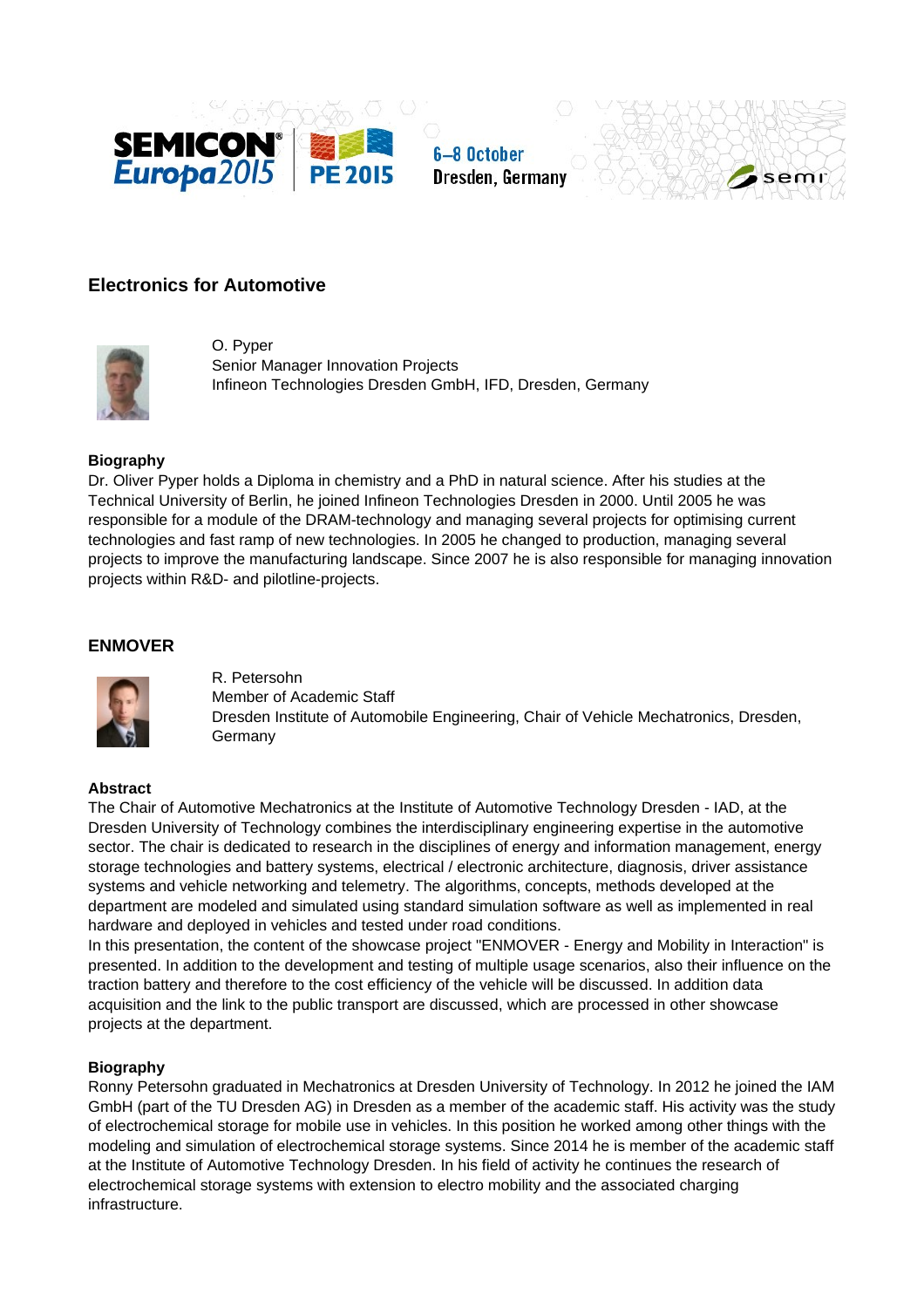## Electronics for Automotive

O. Pyper
Senior Manager Innovation Projects
Infineon Technologies Dresden GmbH, IFD, Dresden, Germany

**Biography**
Dr. Oliver Pyper holds a Diploma in chemistry and a PhD in natural science. After his studies at the Technical University of Berlin, he joined Infineon Technologies Dresden in 2000. Until 2005 he was responsible for a module of the DRAM-technology and managing several projects for optimising current technologies and fast ramp of new technologies. In 2005 he changed to production, managing several projects to improve the manufacturing landscape. Since 2007 he is also responsible for managing innovation projects within R&D- and pilotline-projects.

## ENMOVER

R. Petersohn
Member of Academic Staff
Dresden Institute of Automobile Engineering, Chair of Vehicle Mechatronics, Dresden, Germany

**Abstract**
The Chair of Automotive Mechatronics at the Institute of Automotive Technology Dresden - IAD, at the Dresden University of Technology combines the interdisciplinary engineering expertise in the automotive sector. The chair is dedicated to research in the disciplines of energy and information management, energy storage technologies and battery systems, electrical / electronic architecture, diagnosis, driver assistance systems and vehicle networking and telemetry. The algorithms, concepts, methods developed at the department are modeled and simulated using standard simulation software as well as implemented in real hardware and deployed in vehicles and tested under road conditions.
In this presentation, the content of the showcase project "ENMOVER - Energy and Mobility in Interaction" is presented. In addition to the development and testing of multiple usage scenarios, also their influence on the traction battery and therefore to the cost efficiency of the vehicle will be discussed. In addition data acquisition and the link to the public transport are discussed, which are processed in other showcase projects at the department.

**Biography**
Ronny Petersohn graduated in Mechatronics at Dresden University of Technology. In 2012 he joined the IAM GmbH (part of the TU Dresden AG) in Dresden as a member of the academic staff. His activity was the study of electrochemical storage for mobile use in vehicles. In this position he worked among other things with the modeling and simulation of electrochemical storage systems. Since 2014 he is member of the academic staff at the Institute of Automotive Technology Dresden. In his field of activity he continues the research of electrochemical storage systems with extension to electro mobility and the associated charging infrastructure.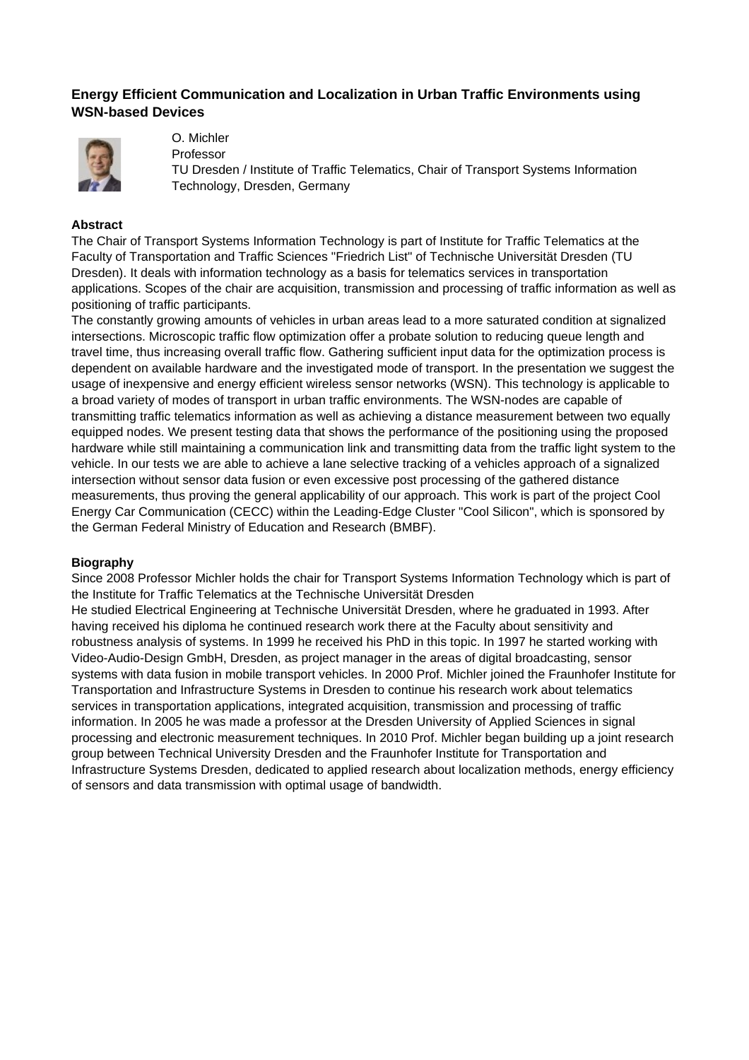## Energy Efficient Communication and Localization in Urban Traffic Environments using WSN-based Devices

O. Michler
Professor
TU Dresden / Institute of Traffic Telematics, Chair of Transport Systems Information Technology, Dresden, Germany

### Abstract

The Chair of Transport Systems Information Technology is part of Institute for Traffic Telematics at the Faculty of Transportation and Traffic Sciences "Friedrich List" of Technische Universität Dresden (TU Dresden). It deals with information technology as a basis for telematics services in transportation applications. Scopes of the chair are acquisition, transmission and processing of traffic information as well as positioning of traffic participants.

The constantly growing amounts of vehicles in urban areas lead to a more saturated condition at signalized intersections. Microscopic traffic flow optimization offer a probate solution to reducing queue length and travel time, thus increasing overall traffic flow. Gathering sufficient input data for the optimization process is dependent on available hardware and the investigated mode of transport. In the presentation we suggest the usage of inexpensive and energy efficient wireless sensor networks (WSN). This technology is applicable to a broad variety of modes of transport in urban traffic environments. The WSN-nodes are capable of transmitting traffic telematics information as well as achieving a distance measurement between two equally equipped nodes. We present testing data that shows the performance of the positioning using the proposed hardware while still maintaining a communication link and transmitting data from the traffic light system to the vehicle. In our tests we are able to achieve a lane selective tracking of a vehicles approach of a signalized intersection without sensor data fusion or even excessive post processing of the gathered distance measurements, thus proving the general applicability of our approach. This work is part of the project Cool Energy Car Communication (CECC) within the Leading-Edge Cluster "Cool Silicon", which is sponsored by the German Federal Ministry of Education and Research (BMBF).

### Biography

Since 2008 Professor Michler holds the chair for Transport Systems Information Technology which is part of the Institute for Traffic Telematics at the Technische Universität Dresden

He studied Electrical Engineering at Technische Universität Dresden, where he graduated in 1993. After having received his diploma he continued research work there at the Faculty about sensitivity and robustness analysis of systems. In 1999 he received his PhD in this topic. In 1997 he started working with Video-Audio-Design GmbH, Dresden, as project manager in the areas of digital broadcasting, sensor systems with data fusion in mobile transport vehicles. In 2000 Prof. Michler joined the Fraunhofer Institute for Transportation and Infrastructure Systems in Dresden to continue his research work about telematics services in transportation applications, integrated acquisition, transmission and processing of traffic information. In 2005 he was made a professor at the Dresden University of Applied Sciences in signal processing and electronic measurement techniques. In 2010 Prof. Michler began building up a joint research group between Technical University Dresden and the Fraunhofer Institute for Transportation and Infrastructure Systems Dresden, dedicated to applied research about localization methods, energy efficiency of sensors and data transmission with optimal usage of bandwidth.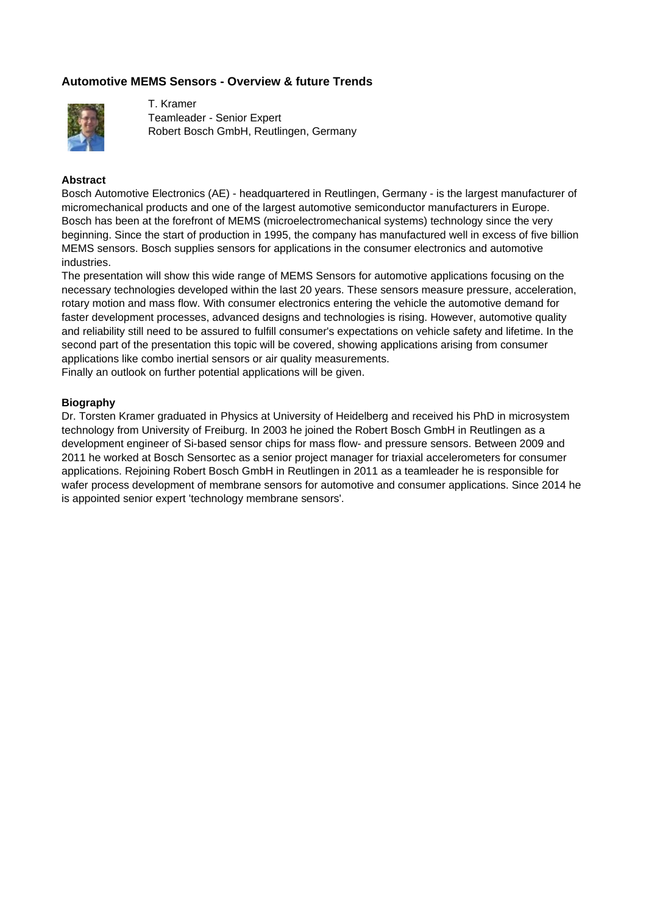## Automotive MEMS Sensors - Overview & future Trends

T. Kramer
Teamleader - Senior Expert
Robert Bosch GmbH, Reutlingen, Germany

### Abstract

Bosch Automotive Electronics (AE) - headquartered in Reutlingen, Germany - is the largest manufacturer of micromechanical products and one of the largest automotive semiconductor manufacturers in Europe. Bosch has been at the forefront of MEMS (microelectromechanical systems) technology since the very beginning. Since the start of production in 1995, the company has manufactured well in excess of five billion MEMS sensors. Bosch supplies sensors for applications in the consumer electronics and automotive industries.

The presentation will show this wide range of MEMS Sensors for automotive applications focusing on the necessary technologies developed within the last 20 years. These sensors measure pressure, acceleration, rotary motion and mass flow. With consumer electronics entering the vehicle the automotive demand for faster development processes, advanced designs and technologies is rising. However, automotive quality and reliability still need to be assured to fulfill consumer's expectations on vehicle safety and lifetime. In the second part of the presentation this topic will be covered, showing applications arising from consumer applications like combo inertial sensors or air quality measurements.

Finally an outlook on further potential applications will be given.

### Biography

Dr. Torsten Kramer graduated in Physics at University of Heidelberg and received his PhD in microsystem technology from University of Freiburg. In 2003 he joined the Robert Bosch GmbH in Reutlingen as a development engineer of Si-based sensor chips for mass flow- and pressure sensors. Between 2009 and 2011 he worked at Bosch Sensortec as a senior project manager for triaxial accelerometers for consumer applications. Rejoining Robert Bosch GmbH in Reutlingen in 2011 as a teamleader he is responsible for wafer process development of membrane sensors for automotive and consumer applications. Since 2014 he is appointed senior expert 'technology membrane sensors'.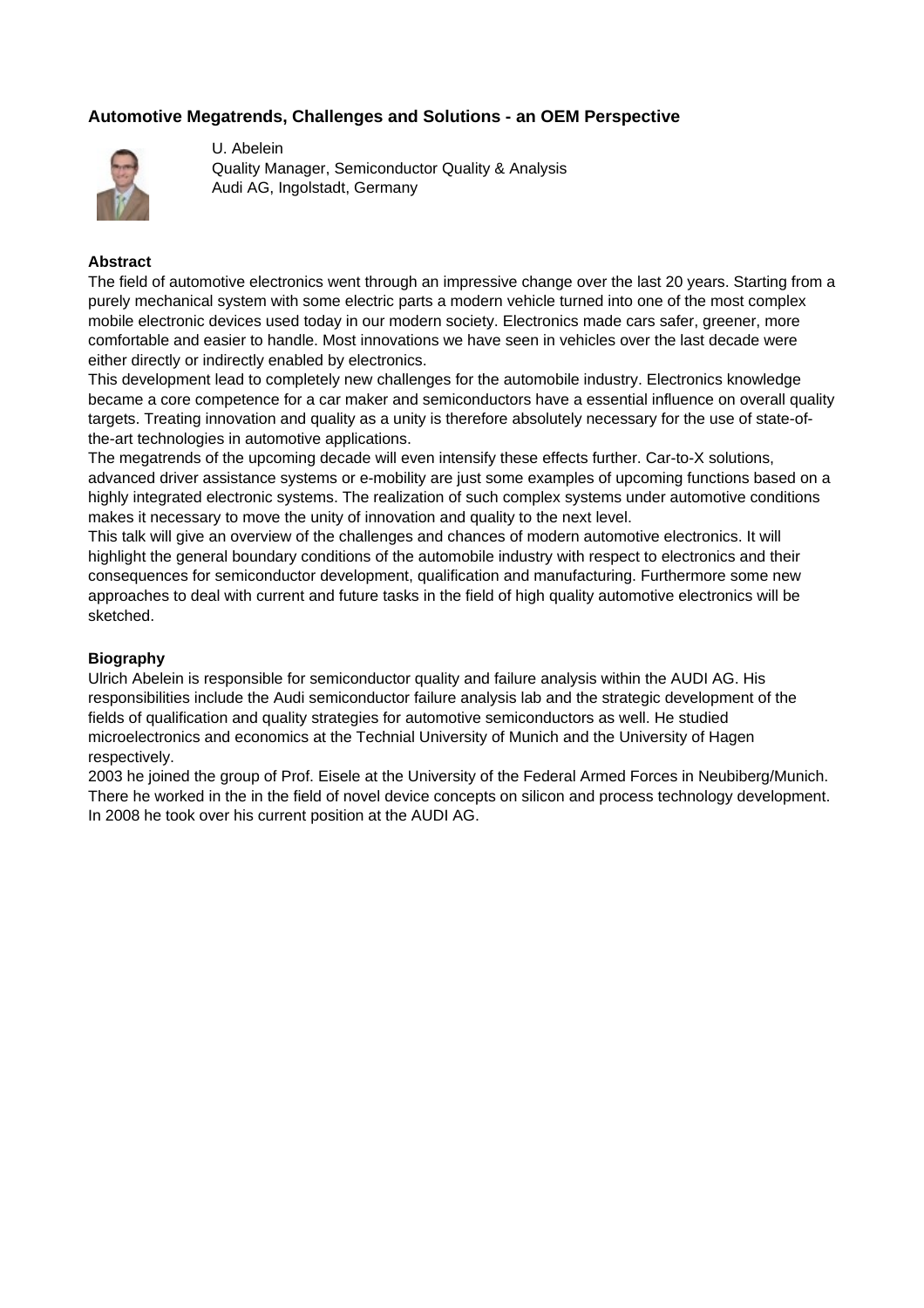## Automotive Megatrends, Challenges and Solutions - an OEM Perspective

U. Abelein
Quality Manager, Semiconductor Quality & Analysis
Audi AG, Ingolstadt, Germany

**Abstract**

The field of automotive electronics went through an impressive change over the last 20 years. Starting from a purely mechanical system with some electric parts a modern vehicle turned into one of the most complex mobile electronic devices used today in our modern society. Electronics made cars safer, greener, more comfortable and easier to handle. Most innovations we have seen in vehicles over the last decade were either directly or indirectly enabled by electronics.

This development lead to completely new challenges for the automobile industry. Electronics knowledge became a core competence for a car maker and semiconductors have a essential influence on overall quality targets. Treating innovation and quality as a unity is therefore absolutely necessary for the use of state-of-the-art technologies in automotive applications.

The megatrends of the upcoming decade will even intensify these effects further. Car-to-X solutions, advanced driver assistance systems or e-mobility are just some examples of upcoming functions based on a highly integrated electronic systems. The realization of such complex systems under automotive conditions makes it necessary to move the unity of innovation and quality to the next level.

This talk will give an overview of the challenges and chances of modern automotive electronics. It will highlight the general boundary conditions of the automobile industry with respect to electronics and their consequences for semiconductor development, qualification and manufacturing. Furthermore some new approaches to deal with current and future tasks in the field of high quality automotive electronics will be sketched.

**Biography**

Ulrich Abelein is responsible for semiconductor quality and failure analysis within the AUDI AG. His responsibilities include the Audi semiconductor failure analysis lab and the strategic development of the fields of qualification and quality strategies for automotive semiconductors as well. He studied microelectronics and economics at the Technial University of Munich and the University of Hagen respectively.

2003 he joined the group of Prof. Eisele at the University of the Federal Armed Forces in Neubiberg/Munich. There he worked in the in the field of novel device concepts on silicon and process technology development. In 2008 he took over his current position at the AUDI AG.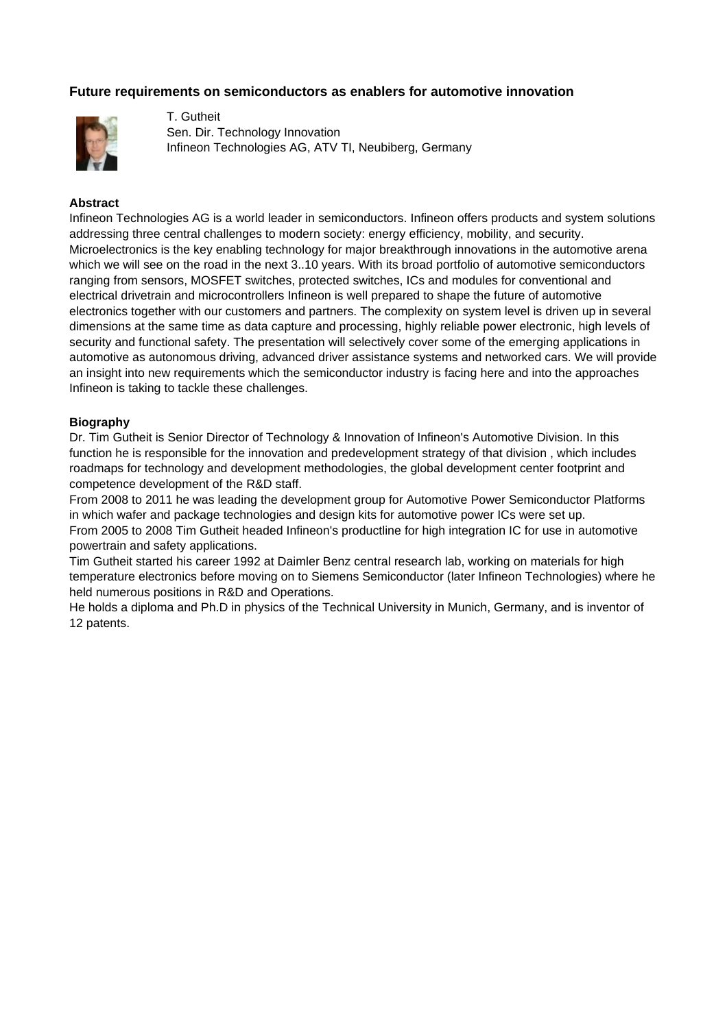## Future requirements on semiconductors as enablers for automotive innovation

T. Gutheit
Sen. Dir. Technology Innovation
Infineon Technologies AG, ATV TI, Neubiberg, Germany

**Abstract**

Infineon Technologies AG is a world leader in semiconductors. Infineon offers products and system solutions addressing three central challenges to modern society: energy efficiency, mobility, and security. Microelectronics is the key enabling technology for major breakthrough innovations in the automotive arena which we will see on the road in the next 3..10 years. With its broad portfolio of automotive semiconductors ranging from sensors, MOSFET switches, protected switches, ICs and modules for conventional and electrical drivetrain and microcontrollers Infineon is well prepared to shape the future of automotive electronics together with our customers and partners. The complexity on system level is driven up in several dimensions at the same time as data capture and processing, highly reliable power electronic, high levels of security and functional safety. The presentation will selectively cover some of the emerging applications in automotive as autonomous driving, advanced driver assistance systems and networked cars. We will provide an insight into new requirements which the semiconductor industry is facing here and into the approaches Infineon is taking to tackle these challenges.

**Biography**

Dr. Tim Gutheit is Senior Director of Technology & Innovation of Infineon's Automotive Division. In this function he is responsible for the innovation and predevelopment strategy of that division , which includes roadmaps for technology and development methodologies, the global development center footprint and competence development of the R&D staff.

From 2008 to 2011 he was leading the development group for Automotive Power Semiconductor Platforms in which wafer and package technologies and design kits for automotive power ICs were set up.

From 2005 to 2008 Tim Gutheit headed Infineon's productline for high integration IC for use in automotive powertrain and safety applications.

Tim Gutheit started his career 1992 at Daimler Benz central research lab, working on materials for high temperature electronics before moving on to Siemens Semiconductor (later Infineon Technologies) where he held numerous positions in R&D and Operations.

He holds a diploma and Ph.D in physics of the Technical University in Munich, Germany, and is inventor of 12 patents.